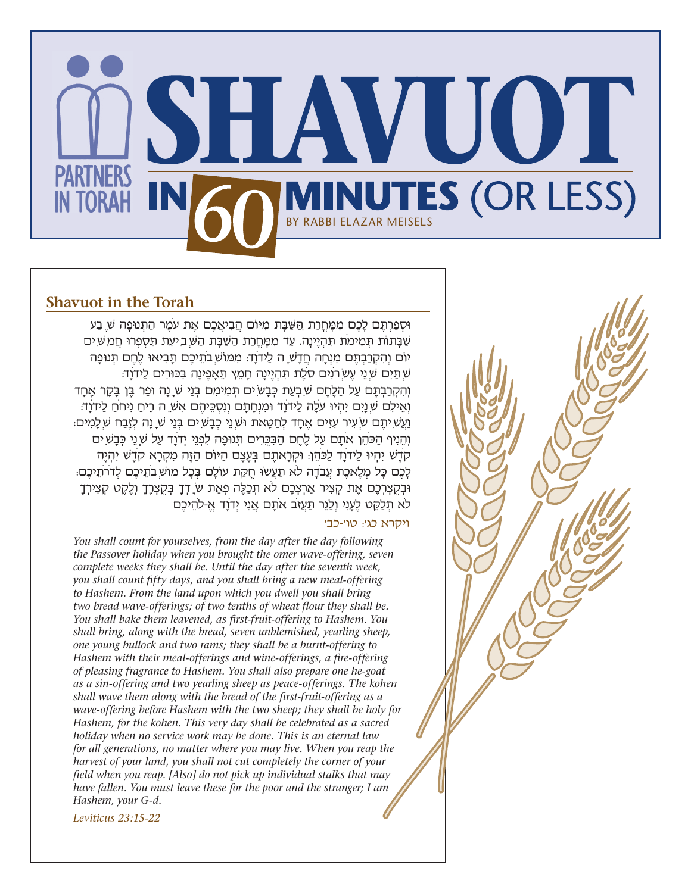# SHAVUOT IN 60 MINUTES (OR LESS)

PARTNERS IN TORAH

BY RABBI ELAZAR MEISELS

## Shavuot in the Torah

וּסְפַרְתֶּם לָכֶם מִמָּחֳרַת הַשַּׁבָּת מִיּוֹם הֲבִיאֲכֶם אֶת עֹמֶר הַתְּנוּפָה שֶׁבַע שַׁבָּתוֹת תְּמִימֹת תִּהְיֶינָה. עַד מִמָּחֳרַת הַשַּׁבָּת הַשְּׁבִיעִת תִּסְפְּרוּ חֲמִשִּׁים יוֹם וְהִקְרַבְתֶּם מִנְחָה חֲדָשָׁה לַידֹוָד: מִמּוֹשְׁבֹתֵיכֶם תָּבִיאוּ לֶחֶם תְּנוּפָה שְׁתַּיִם שְׁנֵי עֶשְׂרֹנִים סֹלֶת תִּהְיֶינָה חָמֵץ תֵּאָפֶינָה בִּכּוּרִים לַידֹוָד: וְהִקְרַבְתֶּם עַל הַלֶּחֶם שִׁבְעַת כְּבָשִׂים תְּמִימִם בְּנֵי שָׁנָה וּפַר בֶּן בָּקָר אֶחָד וְאֵילִם שְׁנָיִם יִהְיוּ עֹלָה לַידֹוָד וּמִנְחָתָם וְנִסְכֵּיהֶם אִשֵּׁה רֵיחַ נִיחֹחַ לַידֹוָד: וַעֲשִׂיתֶם שְׂעִיר עִזִּים אֶחָד לְחַטָּאת וּשְׁנֵי כְבָשִׂים בְּנֵי שָׁנָה לְזֶבַח שְׁלָמִים: וְהֵנִיף הַכֹּהֵן אֹתָם עַל לֶחֶם הַבִּכֻּרִים תְּנוּפָה לִפְנֵי יְדֹוָד עַל שְׁנֵי כְּבָשִׂים קֹדֶשׁ יִהְיוּ לַידֹוָד לַכֹּהֵן: וּקְרָאתֶם בְּעֶצֶם הַיּוֹם הַזֶּה מִקְרָא קֹדֶשׁ יִהְיֶה לָכֶם כָּל מְלֶאכֶת עֲבֹדָה לֹא תַעֲשׂוּ חֻקַּת עוֹלָם בְּכָל מוֹשְׁבֹתֵיכֶם לְדֹרֹתֵיכֶם: וּבְקֻצְרְכֶם אֶת קְצִיר אַרְצְכֶם לֹא תְכַלֶּה פְּאַת שָׂדְךָ בְּקֻצְרֶךָ וְלֶקֶט קְצִירְךָ לֹא תְלַקֵּט לֶעָנִי וְלַגֵּר תַּעֲזֹב אֹתָם אֲנִי יְדֹוָד אֱ-לֹהֵיכֶם

ויקרא כג: טו'-כב'

*You shall count for yourselves, from the day after the day following the Passover holiday when you brought the omer wave-offering, seven complete weeks they shall be. Until the day after the seventh week, you shall count fifty days, and you shall bring a new meal-offering to Hashem. From the land upon which you dwell you shall bring two bread wave-offerings; of two tenths of wheat flour they shall be. You shall bake them leavened, as first-fruit-offering to Hashem. You shall bring, along with the bread, seven unblemished, yearling sheep, one young bullock and two rams; they shall be a burnt-offering to Hashem with their meal-offerings and wine-offerings, a fire-offering of pleasing fragrance to Hashem. You shall also prepare one he-goat as a sin-offering and two yearling sheep as peace-offerings. The kohen shall wave them along with the bread of the first-fruit-offering as a wave-offering before Hashem with the two sheep; they shall be holy for Hashem, for the kohen. This very day shall be celebrated as a sacred holiday when no service work may be done. This is an eternal law for all generations, no matter where you may live. When you reap the harvest of your land, you shall not cut completely the corner of your field when you reap. [Also] do not pick up individual stalks that may have fallen. You must leave these for the poor and the stranger; I am Hashem, your G-d.*

*Leviticus 23:15-22*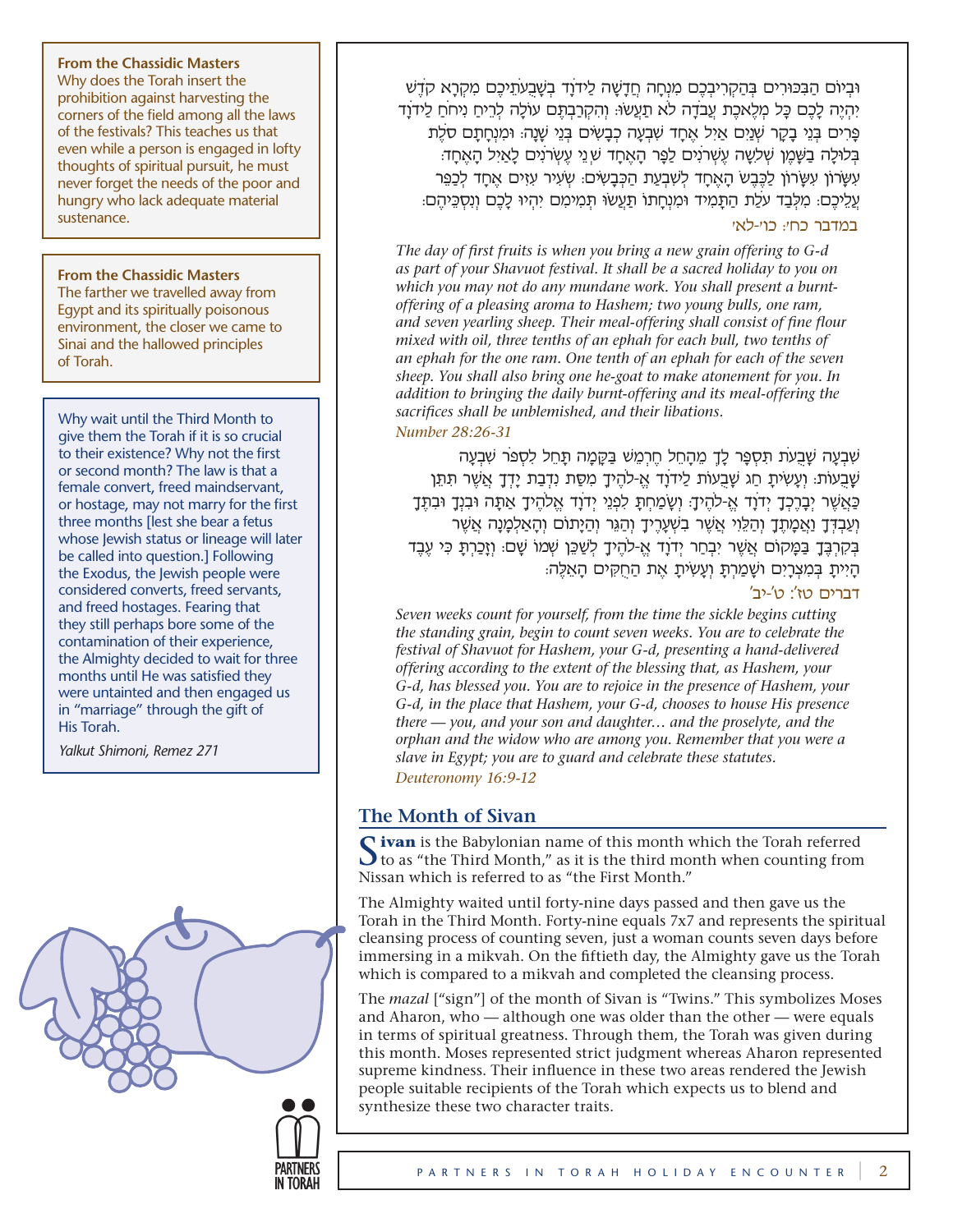**From the Chassidic Masters**

Why does the Torah insert the prohibition against harvesting the corners of the field among all the laws of the festivals? This teaches us that even while a person is engaged in lofty thoughts of spiritual pursuit, he must never forget the needs of the poor and hungry who lack adequate material sustenance.

**From the Chassidic Masters**

The farther we travelled away from Egypt and its spiritually poisonous environment, the closer we came to Sinai and the hallowed principles of Torah.

Why wait until the Third Month to give them the Torah if it is so crucial to their existence? Why not the first or second month? The law is that a female convert, freed maindservant, or hostage, may not marry for the first three months [lest she bear a fetus whose Jewish status or lineage will later be called into question.] Following the Exodus, the Jewish people were considered converts, freed servants, and freed hostages. Fearing that they still perhaps bore some of the contamination of their experience, the Almighty decided to wait for three months until He was satisfied they were untainted and then engaged us in "marriage" through the gift of His Torah.

*Yalkut Shimoni, Remez 271*

וּבְיוֹם הַבִּכּוּרִים בְּהַקְרִיבְכֶם מִנְחָה חֲדָשָׁה לַידֹוָד בְּשָׁבֻעֹתֵיכֶם מִקְרָא קֹדֶשׁ יִהְיֶה לָכֶם כָּל מְלֶאכֶת עֲבֹדָה לֹא תַעֲשׂוּ: וְהִקְרַבְתֶּם עוֹלָה לְרֵיחַ נִיחֹחַ לַידֹוָד פָּרִים בְּנֵי בָקָר שְׁנַיִם אַיִל אֶחָד שִׁבְעָה כְבָשִׂים בְּנֵי שָׁנָה: וּמִנְחָתָם סֹלֶת בְּלוּלָה בַשָּׁמֶן שְׁלֹשָׁה עֶשְׂרֹנִים לַפָּר הָאֶחָד שְׁנֵי עֶשְׂרֹנִים לָאַיִל הָאֶחָד: עִשָּׂרוֹן עִשָּׂרוֹן לַכֶּבֶשׂ הָאֶחָד לְשִׁבְעַת הַכְּבָשִׂים: שְׂעִיר עִזִּים אֶחָד לְכַפֵּר עֲלֵיכֶם: מִלְּבַד עֹלַת הַתָּמִיד וּמִנְחָתוֹ תַּעֲשׂוּ תְּמִימִם יִהְיוּ לָכֶם וְנִסְכֵּיהֶם:

במדבר כח׳: כו׳-לא׳

*The day of first fruits is when you bring a new grain offering to G-d as part of your Shavuot festival. It shall be a sacred holiday to you on which you may not do any mundane work. You shall present a burnt-offering of a pleasing aroma to Hashem; two young bulls, one ram, and seven yearling sheep. Their meal-offering shall consist of fine flour mixed with oil, three tenths of an ephah for each bull, two tenths of an ephah for the one ram. One tenth of an ephah for each of the seven sheep. You shall also bring one he-goat to make atonement for you. In addition to bringing the daily burnt-offering and its meal-offering the sacrifices shall be unblemished, and their libations.*

*Number 28:26-31*

שִׁבְעָה שָׁבֻעֹת תִּסְפָּר לָךְ מֵהָחֵל חֶרְמֵשׁ בַּקָּמָה תָּחֵל לִסְפֹּר שִׁבְעָה שָׁבֻעוֹת: וְעָשִׂיתָ חַג שָׁבֻעוֹת לַידֹוָד אֱ-לֹהֶיךָ מִסַּת נִדְבַת יָדְךָ אֲשֶׁר תִּתֵּן כַּאֲשֶׁר יְבָרֶכְךָ יְדֹוָד אֱ-לֹהֶיךָ: וְשָׂמַחְתָּ לִפְנֵי יְדֹוָד אֱלֹהֶיךָ אַתָּה וּבִנְךָ וּבִתֶּךָ וְעַבְדְּךָ וַאֲמָתֶךָ וְהַלֵּוִי אֲשֶׁר בִּשְׁעָרֶיךָ וְהַגֵּר וְהַיָּתוֹם וְהָאַלְמָנָה אֲשֶׁר בְּקִרְבֶּךָ בַּמָּקוֹם אֲשֶׁר יִבְחַר יְדֹוָד אֱ-לֹהֶיךָ לְשַׁכֵּן שְׁמוֹ שָׁם: וְזָכַרְתָּ כִּי עֶבֶד הָיִיתָ בְּמִצְרָיִם וְשָׁמַרְתָּ וְעָשִׂיתָ אֶת הַחֻקִּים הָאֵלֶּה:

דברים טז׳: ט׳-יב׳

*Seven weeks count for yourself, from the time the sickle begins cutting the standing grain, begin to count seven weeks. You are to celebrate the festival of Shavuot for Hashem, your G-d, presenting a hand-delivered offering according to the extent of the blessing that, as Hashem, your G-d, has blessed you. You are to rejoice in the presence of Hashem, your G-d, in the place that Hashem, your G-d, chooses to house His presence there — you, and your son and daughter… and the proselyte, and the orphan and the widow who are among you. Remember that you were a slave in Egypt; you are to guard and celebrate these statutes.*

*Deuteronomy 16:9-12*

## The Month of Sivan

**Sivan** is the Babylonian name of this month which the Torah referred to as "the Third Month," as it is the third month when counting from Nissan which is referred to as "the First Month."

The Almighty waited until forty-nine days passed and then gave us the Torah in the Third Month. Forty-nine equals 7x7 and represents the spiritual cleansing process of counting seven, just a woman counts seven days before immersing in a mikvah. On the fiftieth day, the Almighty gave us the Torah which is compared to a mikvah and completed the cleansing process.

The *mazal* ["sign"] of the month of Sivan is "Twins." This symbolizes Moses and Aharon, who — although one was older than the other — were equals in terms of spiritual greatness. Through them, the Torah was given during this month. Moses represented strict judgment whereas Aharon represented supreme kindness. Their influence in these two areas rendered the Jewish people suitable recipients of the Torah which expects us to blend and synthesize these two character traits.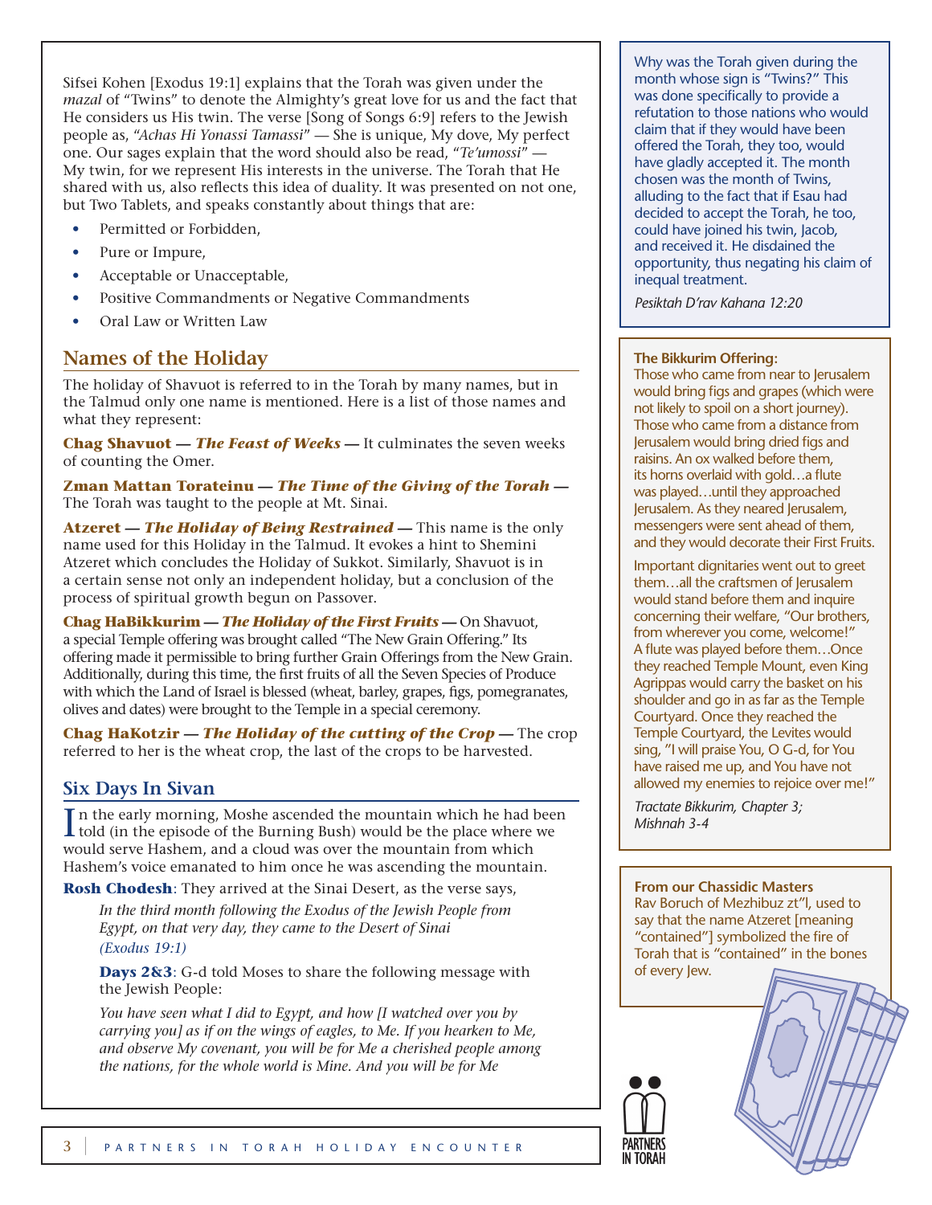Sifsei Kohen [Exodus 19:1] explains that the Torah was given under the *mazal* of "Twins" to denote the Almighty's great love for us and the fact that He considers us His twin. The verse [Song of Songs 6:9] refers to the Jewish people as, *"Achas Hi Yonassi Tamassi"* — She is unique, My dove, My perfect one. Our sages explain that the word should also be read, *"Te'umossi"* — My twin, for we represent His interests in the universe. The Torah that He shared with us, also reflects this idea of duality. It was presented on not one, but Two Tablets, and speaks constantly about things that are:

- Permitted or Forbidden,
- Pure or Impure,
- Acceptable or Unacceptable,
- Positive Commandments or Negative Commandments
- Oral Law or Written Law

## Names of the Holiday

The holiday of Shavuot is referred to in the Torah by many names, but in the Talmud only one name is mentioned. Here is a list of those names and what they represent:

**Chag Shavuot — *The Feast of Weeks* —** It culminates the seven weeks of counting the Omer.

**Zman Mattan Torateinu — *The Time of the Giving of the Torah* —** The Torah was taught to the people at Mt. Sinai.

**Atzeret — *The Holiday of Being Restrained* —** This name is the only name used for this Holiday in the Talmud. It evokes a hint to Shemini Atzeret which concludes the Holiday of Sukkot. Similarly, Shavuot is in a certain sense not only an independent holiday, but a conclusion of the process of spiritual growth begun on Passover.

**Chag HaBikkurim — *The Holiday of the First Fruits* —** On Shavuot, a special Temple offering was brought called "The New Grain Offering." Its offering made it permissible to bring further Grain Offerings from the New Grain. Additionally, during this time, the first fruits of all the Seven Species of Produce with which the Land of Israel is blessed (wheat, barley, grapes, figs, pomegranates, olives and dates) were brought to the Temple in a special ceremony.

**Chag HaKotzir — *The Holiday of the cutting of the Crop* —** The crop referred to her is the wheat crop, the last of the crops to be harvested.

## Six Days In Sivan

In the early morning, Moshe ascended the mountain which he had been told (in the episode of the Burning Bush) would be the place where we would serve Hashem, and a cloud was over the mountain from which Hashem's voice emanated to him once he was ascending the mountain.

**Rosh Chodesh**: They arrived at the Sinai Desert, as the verse says,

> *In the third month following the Exodus of the Jewish People from Egypt, on that very day, they came to the Desert of Sinai (Exodus 19:1)*

**Days 2&3**: G-d told Moses to share the following message with the Jewish People:

> *You have seen what I did to Egypt, and how [I watched over you by carrying you] as if on the wings of eagles, to Me. If you hearken to Me, and observe My covenant, you will be for Me a cherished people among the nations, for the whole world is Mine. And you will be for Me*

---

Why was the Torah given during the month whose sign is "Twins?" This was done specifically to provide a refutation to those nations who would claim that if they would have been offered the Torah, they too, would have gladly accepted it. The month chosen was the month of Twins, alluding to the fact that if Esau had decided to accept the Torah, he too, could have joined his twin, Jacob, and received it. He disdained the opportunity, thus negating his claim of inequal treatment.

*Pesiktah D'rav Kahana 12:20*

---

**The Bikkurim Offering:**
Those who came from near to Jerusalem would bring figs and grapes (which were not likely to spoil on a short journey). Those who came from a distance from Jerusalem would bring dried figs and raisins. An ox walked before them, its horns overlaid with gold…a flute was played…until they approached Jerusalem. As they neared Jerusalem, messengers were sent ahead of them, and they would decorate their First Fruits.

Important dignitaries went out to greet them…all the craftsmen of Jerusalem would stand before them and inquire concerning their welfare, "Our brothers, from wherever you come, welcome!" A flute was played before them…Once they reached Temple Mount, even King Agrippas would carry the basket on his shoulder and go in as far as the Temple Courtyard. Once they reached the Temple Courtyard, the Levites would sing, "I will praise You, O G-d, for You have raised me up, and You have not allowed my enemies to rejoice over me!"

*Tractate Bikkurim, Chapter 3; Mishnah 3-4*

---

**From our Chassidic Masters**
Rav Boruch of Mezhibuz zt"l, used to say that the name Atzeret [meaning "contained"] symbolized the fire of Torah that is "contained" in the bones of every Jew.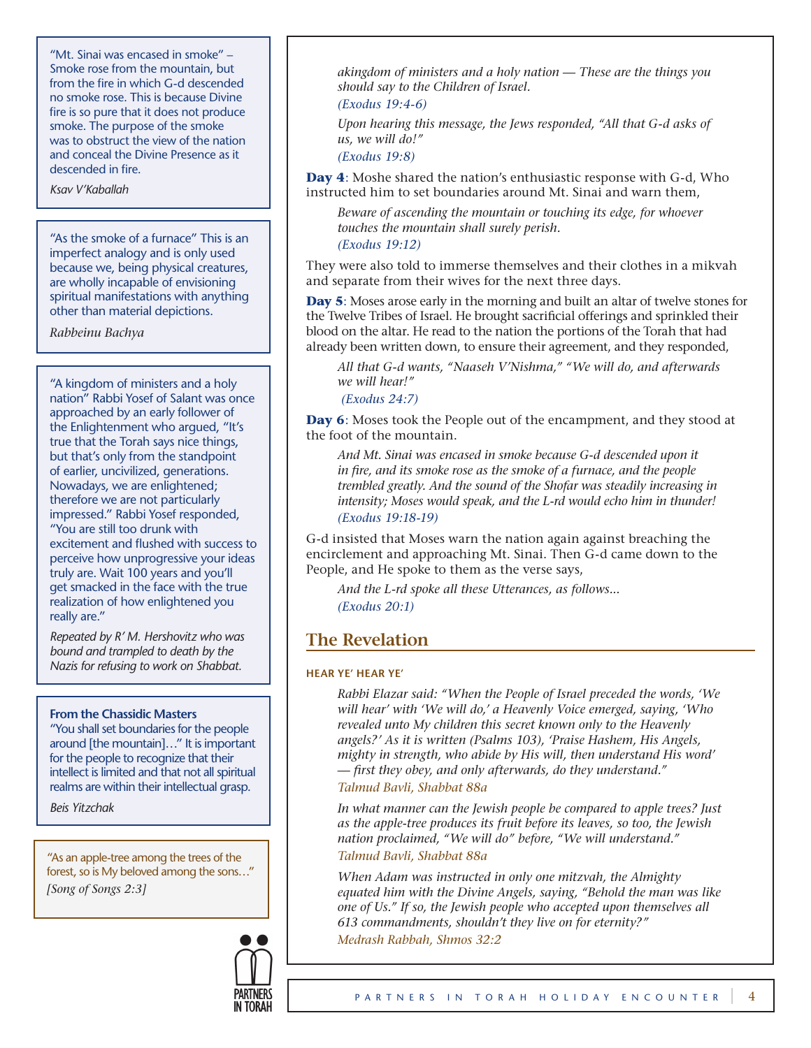*akingdom of ministers and a holy nation — These are the things you should say to the Children of Israel.*

*(Exodus 19:4-6)*

*Upon hearing this message, the Jews responded, "All that G-d asks of us, we will do!"*

*(Exodus 19:8)*

**Day 4**: Moshe shared the nation's enthusiastic response with G-d, Who instructed him to set boundaries around Mt. Sinai and warn them,

*Beware of ascending the mountain or touching its edge, for whoever touches the mountain shall surely perish.*

*(Exodus 19:12)*

They were also told to immerse themselves and their clothes in a mikvah and separate from their wives for the next three days.

**Day 5**: Moses arose early in the morning and built an altar of twelve stones for the Twelve Tribes of Israel. He brought sacrificial offerings and sprinkled their blood on the altar. He read to the nation the portions of the Torah that had already been written down, to ensure their agreement, and they responded,

*All that G-d wants, "Naaseh V'Nishma," "We will do, and afterwards we will hear!"*

*(Exodus 24:7)*

**Day 6**: Moses took the People out of the encampment, and they stood at the foot of the mountain.

*And Mt. Sinai was encased in smoke because G-d descended upon it in fire, and its smoke rose as the smoke of a furnace, and the people trembled greatly. And the sound of the Shofar was steadily increasing in intensity; Moses would speak, and the L-rd would echo him in thunder!*

*(Exodus 19:18-19)*

G-d insisted that Moses warn the nation again against breaching the encirclement and approaching Mt. Sinai. Then G-d came down to the People, and He spoke to them as the verse says,

*And the L-rd spoke all these Utterances, as follows...*

*(Exodus 20:1)*

## The Revelation

### HEAR YE' HEAR YE'

*Rabbi Elazar said: "When the People of Israel preceded the words, 'We will hear' with 'We will do,' a Heavenly Voice emerged, saying, 'Who revealed unto My children this secret known only to the Heavenly angels?' As it is written (Psalms 103), 'Praise Hashem, His Angels, mighty in strength, who abide by His will, then understand His word' — first they obey, and only afterwards, do they understand."*

*Talmud Bavli, Shabbat 88a*

*In what manner can the Jewish people be compared to apple trees? Just as the apple-tree produces its fruit before its leaves, so too, the Jewish nation proclaimed, "We will do" before, "We will understand."*

*Talmud Bavli, Shabbat 88a*

*When Adam was instructed in only one mitzvah, the Almighty equated him with the Divine Angels, saying, "Behold the man was like one of Us." If so, the Jewish people who accepted upon themselves all 613 commandments, shouldn't they live on for eternity?"*

*Medrash Rabbah, Shmos 32:2*

---

"Mt. Sinai was encased in smoke" – Smoke rose from the mountain, but from the fire in which G-d descended no smoke rose. This is because Divine fire is so pure that it does not produce smoke. The purpose of the smoke was to obstruct the view of the nation and conceal the Divine Presence as it descended in fire.

*Ksav V'Kaballah*

---

"As the smoke of a furnace" This is an imperfect analogy and is only used because we, being physical creatures, are wholly incapable of envisioning spiritual manifestations with anything other than material depictions.

*Rabbeinu Bachya*

---

"A kingdom of ministers and a holy nation" Rabbi Yosef of Salant was once approached by an early follower of the Enlightenment who argued, "It's true that the Torah says nice things, but that's only from the standpoint of earlier, uncivilized, generations. Nowadays, we are enlightened; therefore we are not particularly impressed." Rabbi Yosef responded, "You are still too drunk with excitement and flushed with success to perceive how unprogressive your ideas truly are. Wait 100 years and you'll get smacked in the face with the true realization of how enlightened you really are."

*Repeated by R' M. Hershovitz who was bound and trampled to death by the Nazis for refusing to work on Shabbat.*

---

**From the Chassidic Masters**

"You shall set boundaries for the people around [the mountain]..." It is important for the people to recognize that their intellect is limited and that not all spiritual realms are within their intellectual grasp.

*Beis Yitzchak*

---

"As an apple-tree among the trees of the forest, so is My beloved among the sons..." *[Song of Songs 2:3]*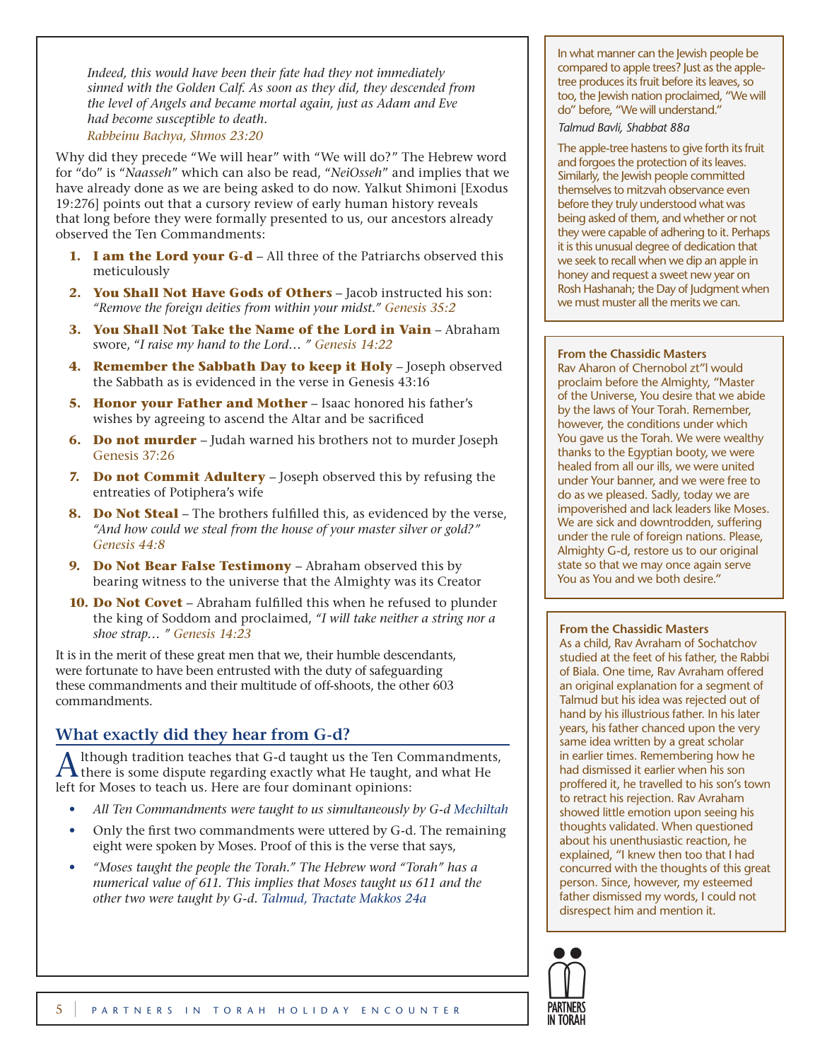*Indeed, this would have been their fate had they not immediately sinned with the Golden Calf. As soon as they did, they descended from the level of Angels and became mortal again, just as Adam and Eve had become susceptible to death.*
*Rabbeinu Bachya, Shmos 23:20*

Why did they precede "We will hear" with "We will do?" The Hebrew word for "do" is "*Naasseh*" which can also be read, "*NeiOsseh*" and implies that we have already done as we are being asked to do now. Yalkut Shimoni [Exodus 19:276] points out that a cursory review of early human history reveals that long before they were formally presented to us, our ancestors already observed the Ten Commandments:

1. **I am the Lord your G-d** – All three of the Patriarchs observed this meticulously
2. **You Shall Not Have Gods of Others** – Jacob instructed his son: *"Remove the foreign deities from within your midst." Genesis 35:2*
3. **You Shall Not Take the Name of the Lord in Vain** – Abraham swore, "*I raise my hand to the Lord…" Genesis 14:22*
4. **Remember the Sabbath Day to keep it Holy** – Joseph observed the Sabbath as is evidenced in the verse in Genesis 43:16
5. **Honor your Father and Mother** – Isaac honored his father's wishes by agreeing to ascend the Altar and be sacrificed
6. **Do not murder** – Judah warned his brothers not to murder Joseph Genesis 37:26
7. **Do not Commit Adultery** – Joseph observed this by refusing the entreaties of Potiphera's wife
8. **Do Not Steal** – The brothers fulfilled this, as evidenced by the verse, *"And how could we steal from the house of your master silver or gold?" Genesis 44:8*
9. **Do Not Bear False Testimony** – Abraham observed this by bearing witness to the universe that the Almighty was its Creator
10. **Do Not Covet** – Abraham fulfilled this when he refused to plunder the king of Soddom and proclaimed, *"I will take neither a string nor a shoe strap… " Genesis 14:23*

It is in the merit of these great men that we, their humble descendants, were fortunate to have been entrusted with the duty of safeguarding these commandments and their multitude of off-shoots, the other 603 commandments.

## What exactly did they hear from G-d?

Although tradition teaches that G-d taught us the Ten Commandments, there is some dispute regarding exactly what He taught, and what He left for Moses to teach us. Here are four dominant opinions:

- *All Ten Commandments were taught to us simultaneously by G-d Mechiltah*
- Only the first two commandments were uttered by G-d. The remaining eight were spoken by Moses. Proof of this is the verse that says,
- *"Moses taught the people the Torah." The Hebrew word "Torah" has a numerical value of 611. This implies that Moses taught us 611 and the other two were taught by G-d. Talmud, Tractate Makkos 24a*

---

In what manner can the Jewish people be compared to apple trees? Just as the apple-tree produces its fruit before its leaves, so too, the Jewish nation proclaimed, "We will do" before, "We will understand."

*Talmud Bavli, Shabbat 88a*

The apple-tree hastens to give forth its fruit and forgoes the protection of its leaves. Similarly, the Jewish people committed themselves to mitzvah observance even before they truly understood what was being asked of them, and whether or not they were capable of adhering to it. Perhaps it is this unusual degree of dedication that we seek to recall when we dip an apple in honey and request a sweet new year on Rosh Hashanah; the Day of Judgment when we must muster all the merits we can.

---

**From the Chassidic Masters**

Rav Aharon of Chernobol zt"l would proclaim before the Almighty, "Master of the Universe, You desire that we abide by the laws of Your Torah. Remember, however, the conditions under which You gave us the Torah. We were wealthy thanks to the Egyptian booty, we were healed from all our ills, we were united under Your banner, and we were free to do as we pleased. Sadly, today we are impoverished and lack leaders like Moses. We are sick and downtrodden, suffering under the rule of foreign nations. Please, Almighty G-d, restore us to our original state so that we may once again serve You as You and we both desire."

---

**From the Chassidic Masters**

As a child, Rav Avraham of Sochatchov studied at the feet of his father, the Rabbi of Biala. One time, Rav Avraham offered an original explanation for a segment of Talmud but his idea was rejected out of hand by his illustrious father. In his later years, his father chanced upon the very same idea written by a great scholar in earlier times. Remembering how he had dismissed it earlier when his son proffered it, he travelled to his son's town to retract his rejection. Rav Avraham showed little emotion upon seeing his thoughts validated. When questioned about his unenthusiastic reaction, he explained, "I knew then too that I had concurred with the thoughts of this great person. Since, however, my esteemed father dismissed my words, I could not disrespect him and mention it.

PARTNERS IN TORAH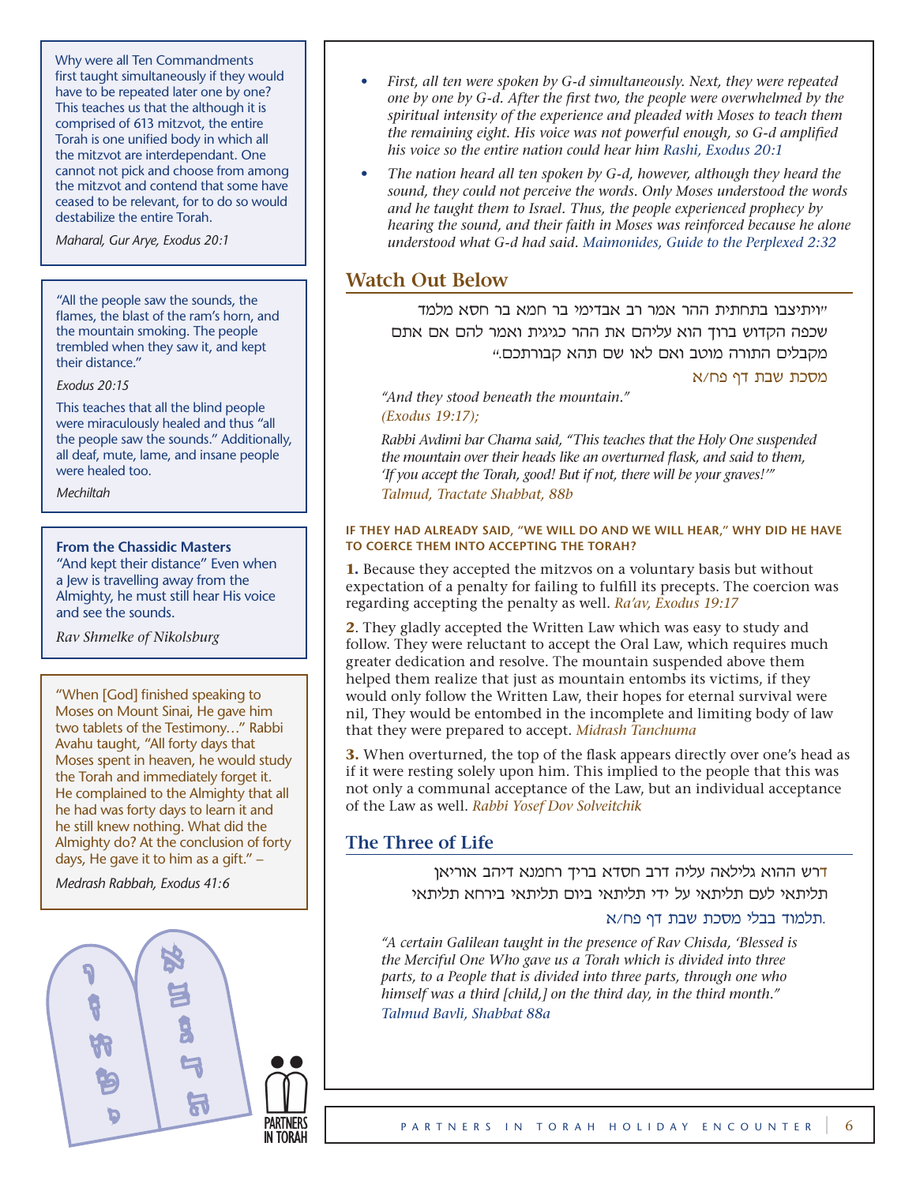Why were all Ten Commandments first taught simultaneously if they would have to be repeated later one by one? This teaches us that the although it is comprised of 613 mitzvot, the entire Torah is one unified body in which all the mitzvot are interdependant. One cannot not pick and choose from among the mitzvot and contend that some have ceased to be relevant, for to do so would destabilize the entire Torah.

*Maharal, Gur Arye, Exodus 20:1*

"All the people saw the sounds, the flames, the blast of the ram's horn, and the mountain smoking. The people trembled when they saw it, and kept their distance."

*Exodus 20:15*

This teaches that all the blind people were miraculously healed and thus "all the people saw the sounds." Additionally, all deaf, mute, lame, and insane people were healed too.

*Mechiltah*

**From the Chassidic Masters**

"And kept their distance" Even when a Jew is travelling away from the Almighty, he must still hear His voice and see the sounds.

*Rav Shmelke of Nikolsburg*

"When [God] finished speaking to Moses on Mount Sinai, He gave him two tablets of the Testimony…" Rabbi Avahu taught, "All forty days that Moses spent in heaven, he would study the Torah and immediately forget it. He complained to the Almighty that all he had was forty days to learn it and he still knew nothing. What did the Almighty do? At the conclusion of forty days, He gave it to him as a gift." –

*Medrash Rabbah, Exodus 41:6*

- *First, all ten were spoken by G-d simultaneously. Next, they were repeated one by one by G-d. After the first two, the people were overwhelmed by the spiritual intensity of the experience and pleaded with Moses to teach them the remaining eight. His voice was not powerful enough, so G-d amplified his voice so the entire nation could hear him* Rashi, Exodus 20:1
- *The nation heard all ten spoken by G-d, however, although they heard the sound, they could not perceive the words. Only Moses understood the words and he taught them to Israel. Thus, the people experienced prophecy by hearing the sound, and their faith in Moses was reinforced because he alone understood what G-d had said.* Maimonides, Guide to the Perplexed 2:32

## Watch Out Below

"ויתיצבו בתחתית ההר אמר רב אבדימי בר חמא בר חסא מלמד שכפה הקדוש ברוך הוא עליהם את ההר כגיגית ואמר להם אם אתם מקבלים התורה מוטב ואם לאו שם תהא קבורתכם."

מסכת שבת דף פח/א

*"And they stood beneath the mountain."*
*(Exodus 19:17);*

*Rabbi Avdimi bar Chama said, "This teaches that the Holy One suspended the mountain over their heads like an overturned flask, and said to them, 'If you accept the Torah, good! But if not, there will be your graves!'"*
*Talmud, Tractate Shabbat, 88b*

**IF THEY HAD ALREADY SAID, "WE WILL DO AND WE WILL HEAR," WHY DID HE HAVE TO COERCE THEM INTO ACCEPTING THE TORAH?**

**1.** Because they accepted the mitzvos on a voluntary basis but without expectation of a penalty for failing to fulfill its precepts. The coercion was regarding accepting the penalty as well. *Ra'av, Exodus 19:17*

**2**. They gladly accepted the Written Law which was easy to study and follow. They were reluctant to accept the Oral Law, which requires much greater dedication and resolve. The mountain suspended above them helped them realize that just as mountain entombs its victims, if they would only follow the Written Law, their hopes for eternal survival were nil, They would be entombed in the incomplete and limiting body of law that they were prepared to accept. *Midrash Tanchuma*

**3.** When overturned, the top of the flask appears directly over one's head as if it were resting solely upon him. This implied to the people that this was not only a communal acceptance of the Law, but an individual acceptance of the Law as well. *Rabbi Yosef Dov Solveitchik*

## The Three of Life

דרש ההוא גלילאה עליה דרב חסדא בריך רחמנא דיהב אוריאן תליתאי לעם תליתאי על ידי תליתאי ביום תליתאי בירחא תליתאי

.תלמוד בבלי מסכת שבת דף פח/א

*"A certain Galilean taught in the presence of Rav Chisda, 'Blessed is the Merciful One Who gave us a Torah which is divided into three parts, to a People that is divided into three parts, through one who himself was a third [child,] on the third day, in the third month."*
*Talmud Bavli, Shabbat 88a*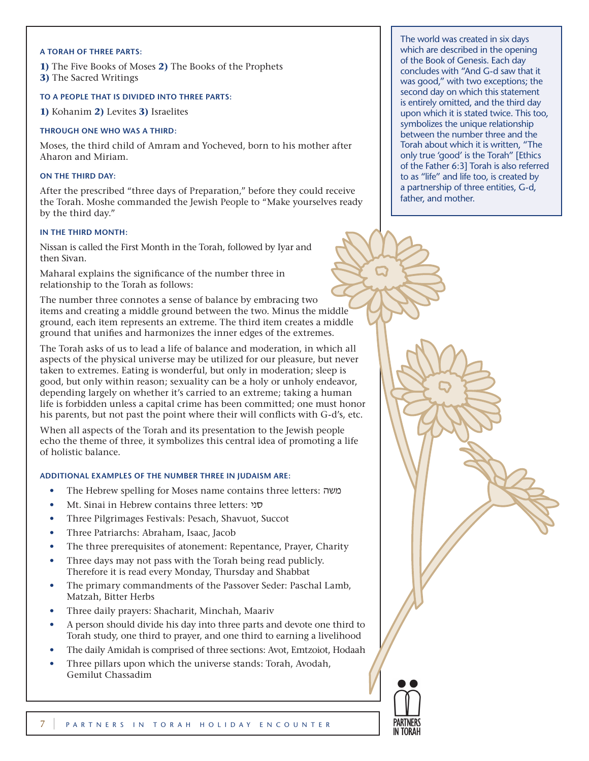#### A TORAH OF THREE PARTS:

**1)** The Five Books of Moses **2)** The Books of the Prophets
**3)** The Sacred Writings

#### TO A PEOPLE THAT IS DIVIDED INTO THREE PARTS:

**1)** Kohanim **2)** Levites **3)** Israelites

#### THROUGH ONE WHO WAS A THIRD:

Moses, the third child of Amram and Yocheved, born to his mother after Aharon and Miriam.

#### ON THE THIRD DAY:

After the prescribed "three days of Preparation," before they could receive the Torah. Moshe commanded the Jewish People to "Make yourselves ready by the third day."

#### IN THE THIRD MONTH:

Nissan is called the First Month in the Torah, followed by Iyar and then Sivan.

Maharal explains the significance of the number three in relationship to the Torah as follows:

The number three connotes a sense of balance by embracing two items and creating a middle ground between the two. Minus the middle ground, each item represents an extreme. The third item creates a middle ground that unifies and harmonizes the inner edges of the extremes.

The Torah asks of us to lead a life of balance and moderation, in which all aspects of the physical universe may be utilized for our pleasure, but never taken to extremes. Eating is wonderful, but only in moderation; sleep is good, but only within reason; sexuality can be a holy or unholy endeavor, depending largely on whether it's carried to an extreme; taking a human life is forbidden unless a capital crime has been committed; one must honor his parents, but not past the point where their will conflicts with G-d's, etc.

When all aspects of the Torah and its presentation to the Jewish people echo the theme of three, it symbolizes this central idea of promoting a life of holistic balance.

#### ADDITIONAL EXAMPLES OF THE NUMBER THREE IN JUDAISM ARE:

- The Hebrew spelling for Moses name contains three letters: משה
- Mt. Sinai in Hebrew contains three letters: סני
- Three Pilgrimages Festivals: Pesach, Shavuot, Succot
- Three Patriarchs: Abraham, Isaac, Jacob
- The three prerequisites of atonement: Repentance, Prayer, Charity
- Three days may not pass with the Torah being read publicly. Therefore it is read every Monday, Thursday and Shabbat
- The primary commandments of the Passover Seder: Paschal Lamb, Matzah, Bitter Herbs
- Three daily prayers: Shacharit, Minchah, Maariv
- A person should divide his day into three parts and devote one third to Torah study, one third to prayer, and one third to earning a livelihood
- The daily Amidah is comprised of three sections: Avot, Emtzoiot, Hodaah
- Three pillars upon which the universe stands: Torah, Avodah, Gemilut Chassadim

The world was created in six days which are described in the opening of the Book of Genesis. Each day concludes with "And G-d saw that it was good," with two exceptions; the second day on which this statement is entirely omitted, and the third day upon which it is stated twice. This too, symbolizes the unique relationship between the number three and the Torah about which it is written, "The only true 'good' is the Torah" [Ethics of the Father 6:3] Torah is also referred to as "life" and life too, is created by a partnership of three entities, G-d, father, and mother.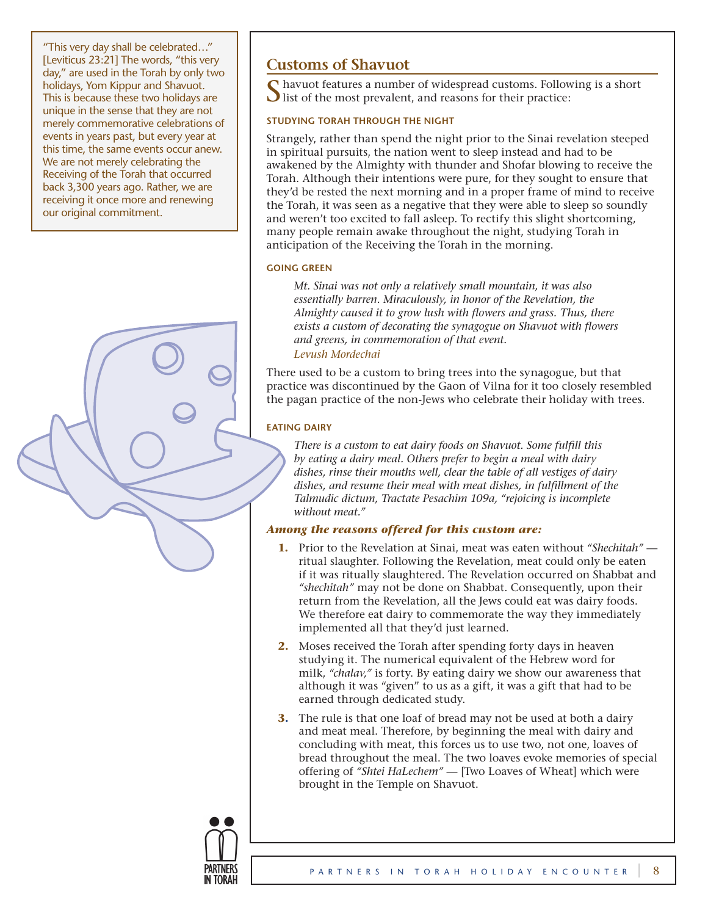"This very day shall be celebrated…" [Leviticus 23:21] The words, "this very day," are used in the Torah by only two holidays, Yom Kippur and Shavuot. This is because these two holidays are unique in the sense that they are not merely commemorative celebrations of events in years past, but every year at this time, the same events occur anew. We are not merely celebrating the Receiving of the Torah that occurred back 3,300 years ago. Rather, we are receiving it once more and renewing our original commitment.

## Customs of Shavuot

Shavuot features a number of widespread customs. Following is a short list of the most prevalent, and reasons for their practice:

#### STUDYING TORAH THROUGH THE NIGHT

Strangely, rather than spend the night prior to the Sinai revelation steeped in spiritual pursuits, the nation went to sleep instead and had to be awakened by the Almighty with thunder and Shofar blowing to receive the Torah. Although their intentions were pure, for they sought to ensure that they'd be rested the next morning and in a proper frame of mind to receive the Torah, it was seen as a negative that they were able to sleep so soundly and weren't too excited to fall asleep. To rectify this slight shortcoming, many people remain awake throughout the night, studying Torah in anticipation of the Receiving the Torah in the morning.

#### GOING GREEN

> *Mt. Sinai was not only a relatively small mountain, it was also essentially barren. Miraculously, in honor of the Revelation, the Almighty caused it to grow lush with flowers and grass. Thus, there exists a custom of decorating the synagogue on Shavuot with flowers and greens, in commemoration of that event.*
> *Levush Mordechai*

There used to be a custom to bring trees into the synagogue, but that practice was discontinued by the Gaon of Vilna for it too closely resembled the pagan practice of the non-Jews who celebrate their holiday with trees.

#### EATING DAIRY

> *There is a custom to eat dairy foods on Shavuot. Some fulfill this by eating a dairy meal. Others prefer to begin a meal with dairy dishes, rinse their mouths well, clear the table of all vestiges of dairy dishes, and resume their meal with meat dishes, in fulfillment of the Talmudic dictum, Tractate Pesachim 109a, "rejoicing is incomplete without meat."*

***Among the reasons offered for this custom are:***

1. Prior to the Revelation at Sinai, meat was eaten without *"Shechitah"* — ritual slaughter. Following the Revelation, meat could only be eaten if it was ritually slaughtered. The Revelation occurred on Shabbat and *"shechitah"* may not be done on Shabbat. Consequently, upon their return from the Revelation, all the Jews could eat was dairy foods. We therefore eat dairy to commemorate the way they immediately implemented all that they'd just learned.
2. Moses received the Torah after spending forty days in heaven studying it. The numerical equivalent of the Hebrew word for milk, *"chalav,"* is forty. By eating dairy we show our awareness that although it was "given" to us as a gift, it was a gift that had to be earned through dedicated study.
3. The rule is that one loaf of bread may not be used at both a dairy and meat meal. Therefore, by beginning the meal with dairy and concluding with meat, this forces us to use two, not one, loaves of bread throughout the meal. The two loaves evoke memories of special offering of *"Shtei HaLechem"* — [Two Loaves of Wheat] which were brought in the Temple on Shavuot.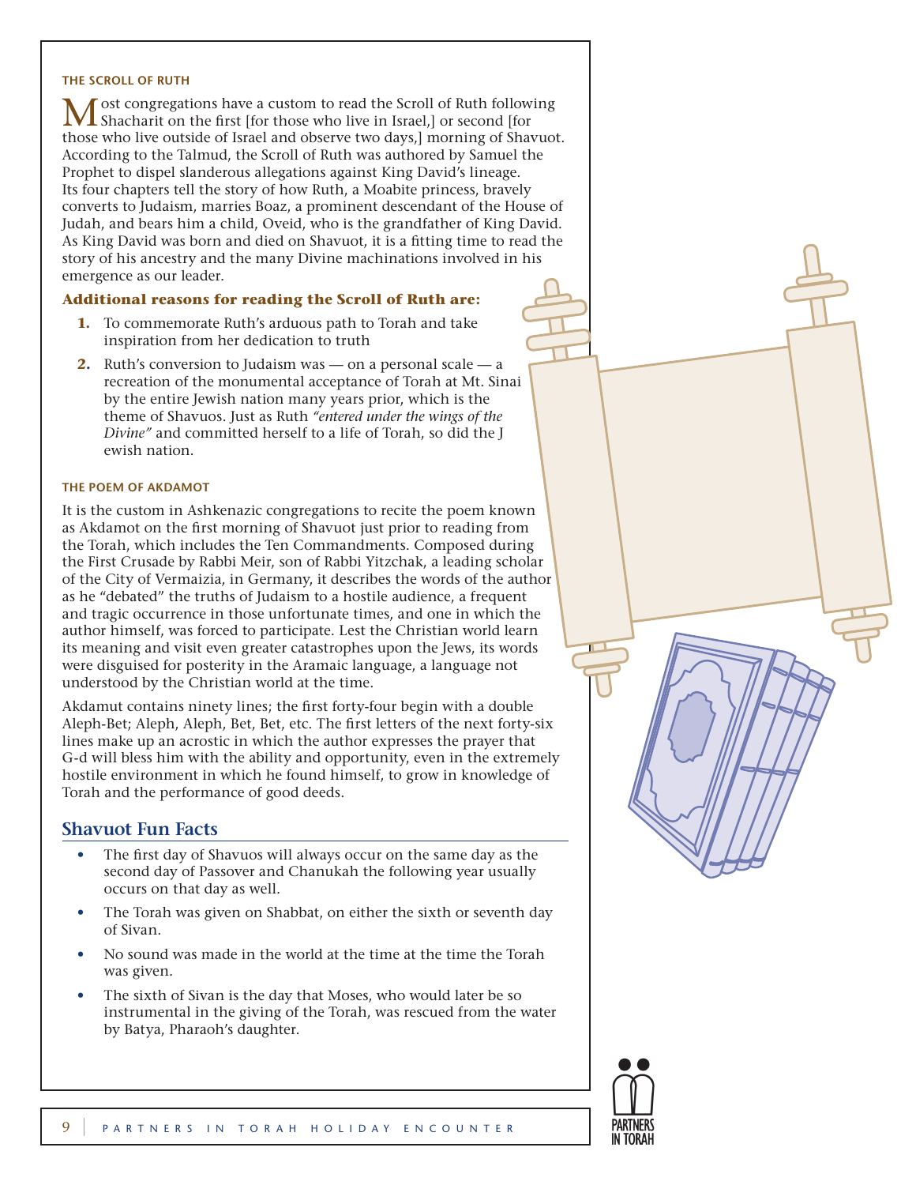### THE SCROLL OF RUTH

Most congregations have a custom to read the Scroll of Ruth following Shacharit on the first [for those who live in Israel,] or second [for those who live outside of Israel and observe two days,] morning of Shavuot. According to the Talmud, the Scroll of Ruth was authored by Samuel the Prophet to dispel slanderous allegations against King David's lineage. Its four chapters tell the story of how Ruth, a Moabite princess, bravely converts to Judaism, marries Boaz, a prominent descendant of the House of Judah, and bears him a child, Oveid, who is the grandfather of King David. As King David was born and died on Shavuot, it is a fitting time to read the story of his ancestry and the many Divine machinations involved in his emergence as our leader.

**Additional reasons for reading the Scroll of Ruth are:**

1. To commemorate Ruth's arduous path to Torah and take inspiration from her dedication to truth
2. Ruth's conversion to Judaism was — on a personal scale — a recreation of the monumental acceptance of Torah at Mt. Sinai by the entire Jewish nation many years prior, which is the theme of Shavuos. Just as Ruth *"entered under the wings of the Divine"* and committed herself to a life of Torah, so did the J ewish nation.

### THE POEM OF AKDAMOT

It is the custom in Ashkenazic congregations to recite the poem known as Akdamot on the first morning of Shavuot just prior to reading from the Torah, which includes the Ten Commandments. Composed during the First Crusade by Rabbi Meir, son of Rabbi Yitzchak, a leading scholar of the City of Vermaizia, in Germany, it describes the words of the author as he "debated" the truths of Judaism to a hostile audience, a frequent and tragic occurrence in those unfortunate times, and one in which the author himself, was forced to participate. Lest the Christian world learn its meaning and visit even greater catastrophes upon the Jews, its words were disguised for posterity in the Aramaic language, a language not understood by the Christian world at the time.

Akdamut contains ninety lines; the first forty-four begin with a double Aleph-Bet; Aleph, Aleph, Bet, Bet, etc. The first letters of the next forty-six lines make up an acrostic in which the author expresses the prayer that G-d will bless him with the ability and opportunity, even in the extremely hostile environment in which he found himself, to grow in knowledge of Torah and the performance of good deeds.

## Shavuot Fun Facts

- The first day of Shavuos will always occur on the same day as the second day of Passover and Chanukah the following year usually occurs on that day as well.
- The Torah was given on Shabbat, on either the sixth or seventh day of Sivan.
- No sound was made in the world at the time at the time the Torah was given.
- The sixth of Sivan is the day that Moses, who would later be so instrumental in the giving of the Torah, was rescued from the water by Batya, Pharaoh's daughter.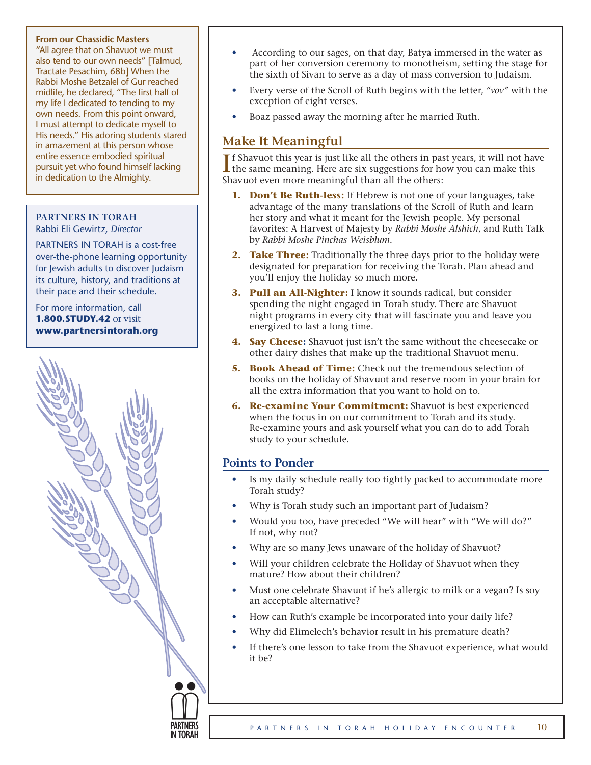**From our Chassidic Masters**

"All agree that on Shavuot we must also tend to our own needs" [Talmud, Tractate Pesachim, 68b] When the Rabbi Moshe Betzalel of Gur reached midlife, he declared, "The first half of my life I dedicated to tending to my own needs. From this point onward, I must attempt to dedicate myself to His needs." His adoring students stared in amazement at this person whose entire essence embodied spiritual pursuit yet who found himself lacking in dedication to the Almighty.

**PARTNERS IN TORAH**
Rabbi Eli Gewirtz, *Director*

PARTNERS IN TORAH is a cost-free over-the-phone learning opportunity for Jewish adults to discover Judaism its culture, history, and traditions at their pace and their schedule.

For more information, call **1.800.STUDY.42** or visit **www.partnersintorah.org**

- According to our sages, on that day, Batya immersed in the water as part of her conversion ceremony to monotheism, setting the stage for the sixth of Sivan to serve as a day of mass conversion to Judaism.
- Every verse of the Scroll of Ruth begins with the letter, *"vov"* with the exception of eight verses.
- Boaz passed away the morning after he married Ruth.

## Make It Meaningful

If Shavuot this year is just like all the others in past years, it will not have the same meaning. Here are six suggestions for how you can make this Shavuot even more meaningful than all the others:

1. **Don't Be Ruth-less:** If Hebrew is not one of your languages, take advantage of the many translations of the Scroll of Ruth and learn her story and what it meant for the Jewish people. My personal favorites: A Harvest of Majesty by *Rabbi Moshe Alshich*, and Ruth Talk by *Rabbi Moshe Pinchas Weisblum*.
2. **Take Three:** Traditionally the three days prior to the holiday were designated for preparation for receiving the Torah. Plan ahead and you'll enjoy the holiday so much more.
3. **Pull an All-Nighter:** I know it sounds radical, but consider spending the night engaged in Torah study. There are Shavuot night programs in every city that will fascinate you and leave you energized to last a long time.
4. **Say Cheese:** Shavuot just isn't the same without the cheesecake or other dairy dishes that make up the traditional Shavuot menu.
5. **Book Ahead of Time:** Check out the tremendous selection of books on the holiday of Shavuot and reserve room in your brain for all the extra information that you want to hold on to.
6. **Re-examine Your Commitment:** Shavuot is best experienced when the focus in on our commitment to Torah and its study. Re-examine yours and ask yourself what you can do to add Torah study to your schedule.

## Points to Ponder

- Is my daily schedule really too tightly packed to accommodate more Torah study?
- Why is Torah study such an important part of Judaism?
- Would you too, have preceded "We will hear" with "We will do?" If not, why not?
- Why are so many Jews unaware of the holiday of Shavuot?
- Will your children celebrate the Holiday of Shavuot when they mature? How about their children?
- Must one celebrate Shavuot if he's allergic to milk or a vegan? Is soy an acceptable alternative?
- How can Ruth's example be incorporated into your daily life?
- Why did Elimelech's behavior result in his premature death?
- If there's one lesson to take from the Shavuot experience, what would it be?